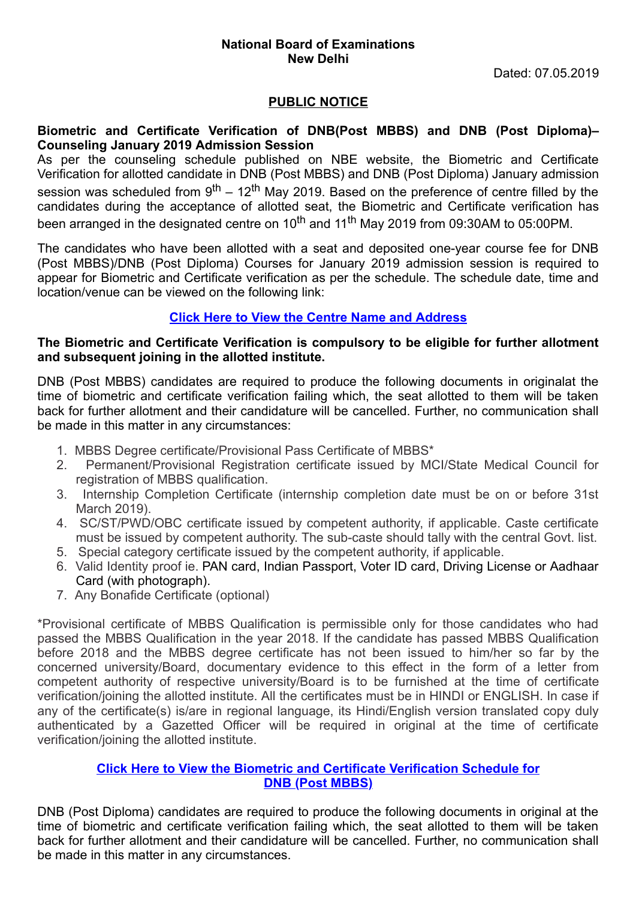**National Board of Examinations**
**New Delhi**

Dated: 07.05.2019

## PUBLIC NOTICE

**Biometric and Certificate Verification of DNB(Post MBBS) and DNB (Post Diploma)– Counseling January 2019 Admission Session**

As per the counseling schedule published on NBE website, the Biometric and Certificate Verification for allotted candidate in DNB (Post MBBS) and DNB (Post Diploma) January admission session was scheduled from 9th – 12th May 2019. Based on the preference of centre filled by the candidates during the acceptance of allotted seat, the Biometric and Certificate verification has been arranged in the designated centre on 10th and 11th May 2019 from 09:30AM to 05:00PM.

The candidates who have been allotted with a seat and deposited one-year course fee for DNB (Post MBBS)/DNB (Post Diploma) Courses for January 2019 admission session is required to appear for Biometric and Certificate verification as per the schedule. The schedule date, time and location/venue can be viewed on the following link:

**Click Here to View the Centre Name and Address**

**The Biometric and Certificate Verification is compulsory to be eligible for further allotment and subsequent joining in the allotted institute.**

DNB (Post MBBS) candidates are required to produce the following documents in originalat the time of biometric and certificate verification failing which, the seat allotted to them will be taken back for further allotment and their candidature will be cancelled. Further, no communication shall be made in this matter in any circumstances:

1. MBBS Degree certificate/Provisional Pass Certificate of MBBS*
2. Permanent/Provisional Registration certificate issued by MCI/State Medical Council for registration of MBBS qualification.
3. Internship Completion Certificate (internship completion date must be on or before 31st March 2019).
4. SC/ST/PWD/OBC certificate issued by competent authority, if applicable. Caste certificate must be issued by competent authority. The sub-caste should tally with the central Govt. list.
5. Special category certificate issued by the competent authority, if applicable.
6. Valid Identity proof ie. PAN card, Indian Passport, Voter ID card, Driving License or Aadhaar Card (with photograph).
7. Any Bonafide Certificate (optional)

*Provisional certificate of MBBS Qualification is permissible only for those candidates who had passed the MBBS Qualification in the year 2018. If the candidate has passed MBBS Qualification before 2018 and the MBBS degree certificate has not been issued to him/her so far by the concerned university/Board, documentary evidence to this effect in the form of a letter from competent authority of respective university/Board is to be furnished at the time of certificate verification/joining the allotted institute. All the certificates must be in HINDI or ENGLISH. In case if any of the certificate(s) is/are in regional language, its Hindi/English version translated copy duly authenticated by a Gazetted Officer will be required in original at the time of certificate verification/joining the allotted institute.

**Click Here to View the Biometric and Certificate Verification Schedule for DNB (Post MBBS)**

DNB (Post Diploma) candidates are required to produce the following documents in original at the time of biometric and certificate verification failing which, the seat allotted to them will be taken back for further allotment and their candidature will be cancelled. Further, no communication shall be made in this matter in any circumstances.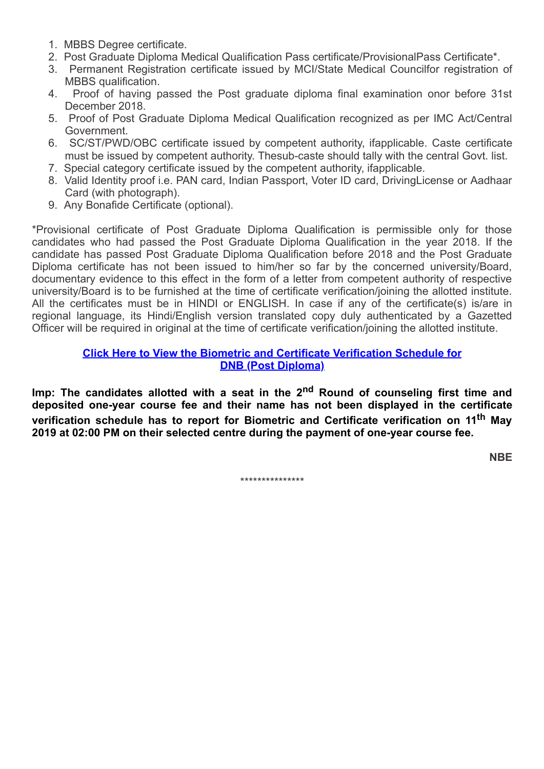1. MBBS Degree certificate.
2. Post Graduate Diploma Medical Qualification Pass certificate/ProvisionalPass Certificate*.
3. Permanent Registration certificate issued by MCI/State Medical Councilfor registration of MBBS qualification.
4. Proof of having passed the Post graduate diploma final examination onor before 31st December 2018.
5. Proof of Post Graduate Diploma Medical Qualification recognized as per IMC Act/Central Government.
6. SC/ST/PWD/OBC certificate issued by competent authority, ifapplicable. Caste certificate must be issued by competent authority. Thesub-caste should tally with the central Govt. list.
7. Special category certificate issued by the competent authority, ifapplicable.
8. Valid Identity proof i.e. PAN card, Indian Passport, Voter ID card, DrivingLicense or Aadhaar Card (with photograph).
9. Any Bonafide Certificate (optional).

*Provisional certificate of Post Graduate Diploma Qualification is permissible only for those candidates who had passed the Post Graduate Diploma Qualification in the year 2018. If the candidate has passed Post Graduate Diploma Qualification before 2018 and the Post Graduate Diploma certificate has not been issued to him/her so far by the concerned university/Board, documentary evidence to this effect in the form of a letter from competent authority of respective university/Board is to be furnished at the time of certificate verification/joining the allotted institute. All the certificates must be in HINDI or ENGLISH. In case if any of the certificate(s) is/are in regional language, its Hindi/English version translated copy duly authenticated by a Gazetted Officer will be required in original at the time of certificate verification/joining the allotted institute.

**Click Here to View the Biometric and Certificate Verification Schedule for DNB (Post Diploma)**

**Imp: The candidates allotted with a seat in the 2nd Round of counseling first time and deposited one-year course fee and their name has not been displayed in the certificate verification schedule has to report for Biometric and Certificate verification on 11th May 2019 at 02:00 PM on their selected centre during the payment of one-year course fee.**

**NBE**

***************